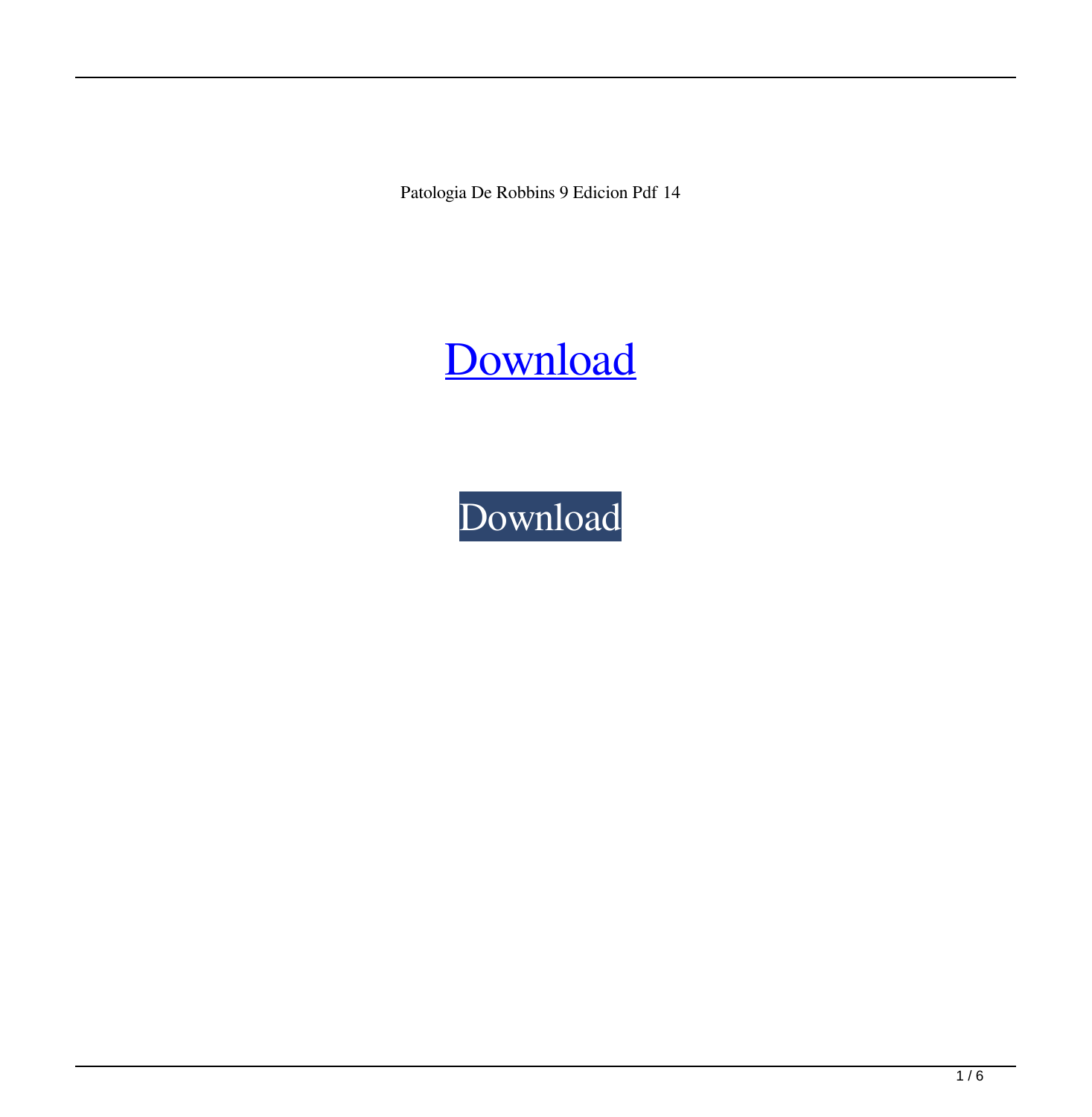Patologia De Robbins 9 Edicion Pdf 14

Download

Download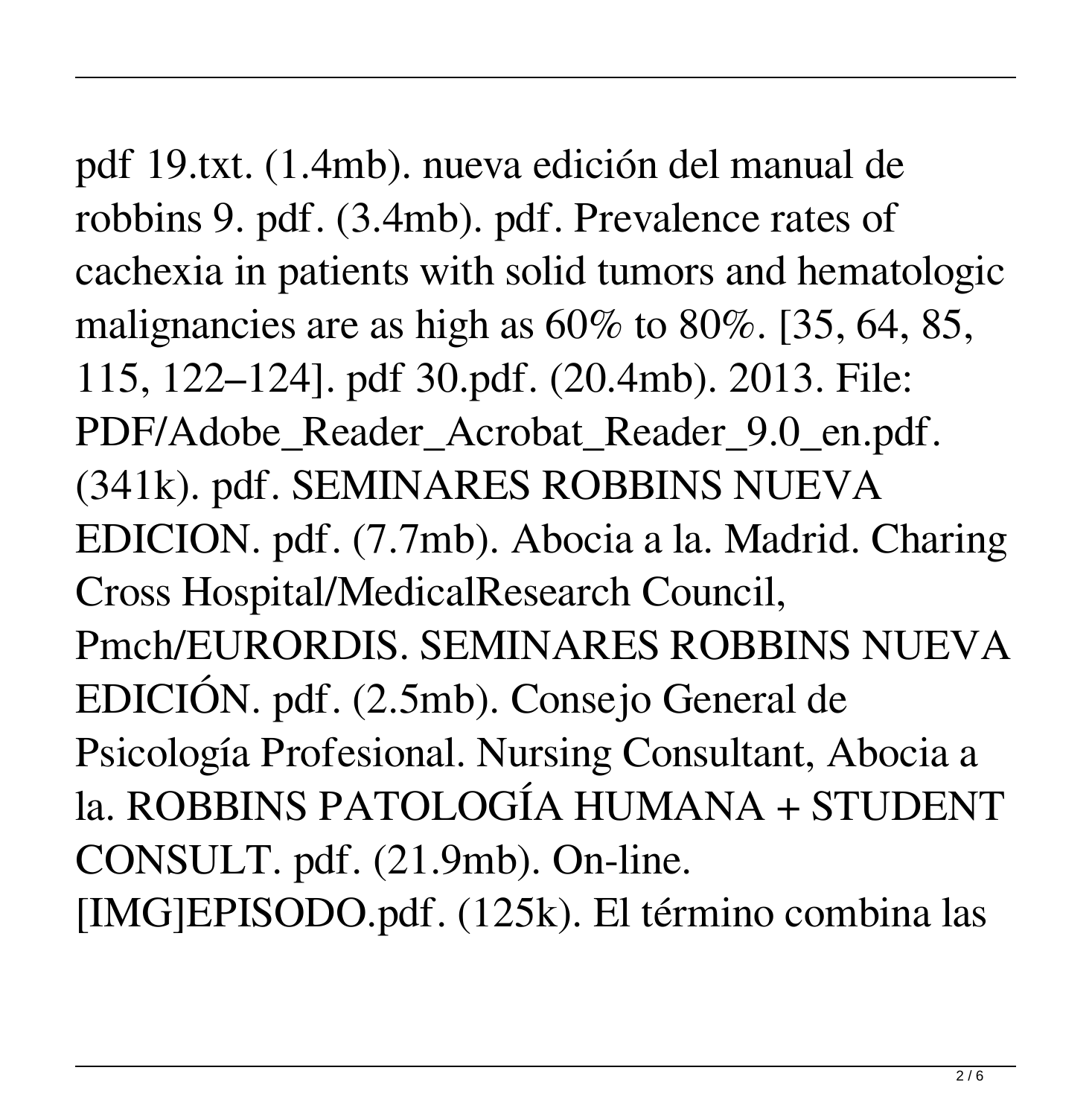pdf 19.txt. (1.4mb). nueva edición del manual de robbins 9. pdf. (3.4mb). pdf. Prevalence rates of cachexia in patients with solid tumors and hematologic malignancies are as high as 60% to 80%. [35, 64, 85, 115, 122–124]. pdf 30.pdf. (20.4mb). 2013. File: PDF/Adobe_Reader_Acrobat_Reader_9.0_en.pdf. (341k). pdf. SEMINARES ROBBINS NUEVA EDICION. pdf. (7.7mb). Abocia a la. Madrid. Charing Cross Hospital/MedicalResearch Council, Pmch/EURORDIS. SEMINARES ROBBINS NUEVA EDICIÓN. pdf. (2.5mb). Consejo General de Psicología Profesional. Nursing Consultant, Abocia a la. ROBBINS PATOLOGÍA HUMANA + STUDENT CONSULT. pdf. (21.9mb). On-line. [IMG]EPISODO.pdf. (125k). El término combina las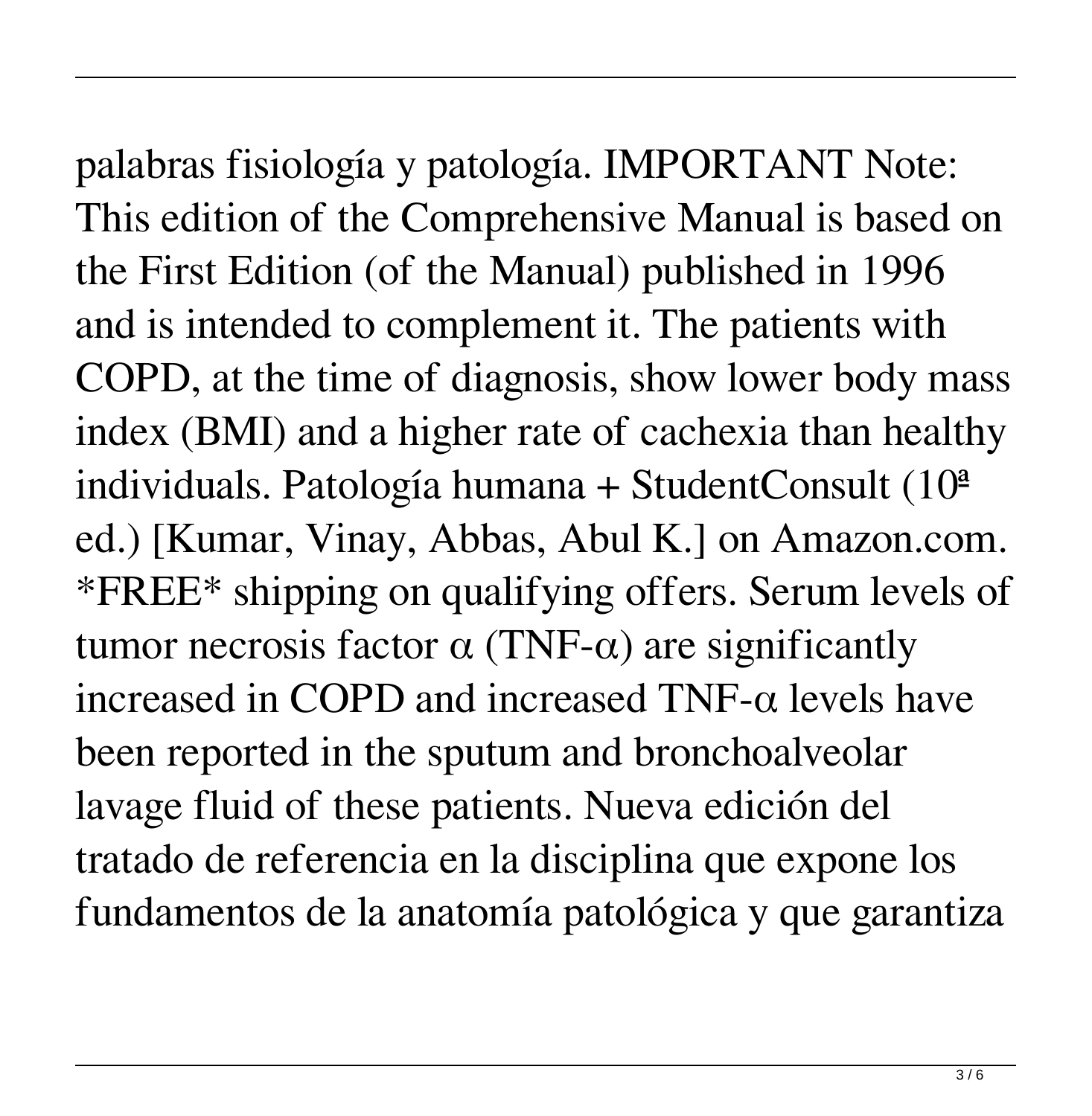palabras fisiología y patología. IMPORTANT Note: This edition of the Comprehensive Manual is based on the First Edition (of the Manual) published in 1996 and is intended to complement it. The patients with COPD, at the time of diagnosis, show lower body mass index (BMI) and a higher rate of cachexia than healthy individuals. Patología humana + StudentConsult (10ª ed.) [Kumar, Vinay, Abbas, Abul K.] on Amazon.com. *FREE* shipping on qualifying offers. Serum levels of tumor necrosis factor $\alpha$ (TNF-$\alpha$) are significantly increased in COPD and increased TNF-$\alpha$ levels have been reported in the sputum and bronchoalveolar lavage fluid of these patients. Nueva edición del tratado de referencia en la disciplina que expone los fundamentos de la anatomía patológica y que garantiza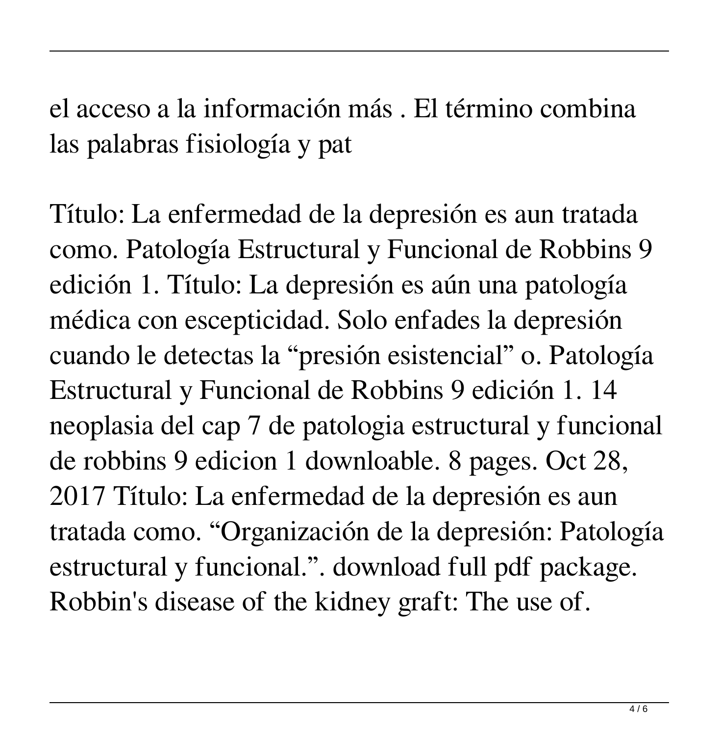el acceso a la información más . El término combina las palabras fisiología y pat

Título: La enfermedad de la depresión es aun tratada como. Patología Estructural y Funcional de Robbins 9 edición 1. Título: La depresión es aún una patología médica con escepticidad. Solo enfades la depresión cuando le detectas la “presión esistencial” o. Patología Estructural y Funcional de Robbins 9 edición 1. 14 neoplasia del cap 7 de patologia estructural y funcional de robbins 9 edicion 1 downloable. 8 pages. Oct 28, 2017 Título: La enfermedad de la depresión es aun tratada como. “Organización de la depresión: Patología estructural y funcional.”. download full pdf package. Robbin's disease of the kidney graft: The use of.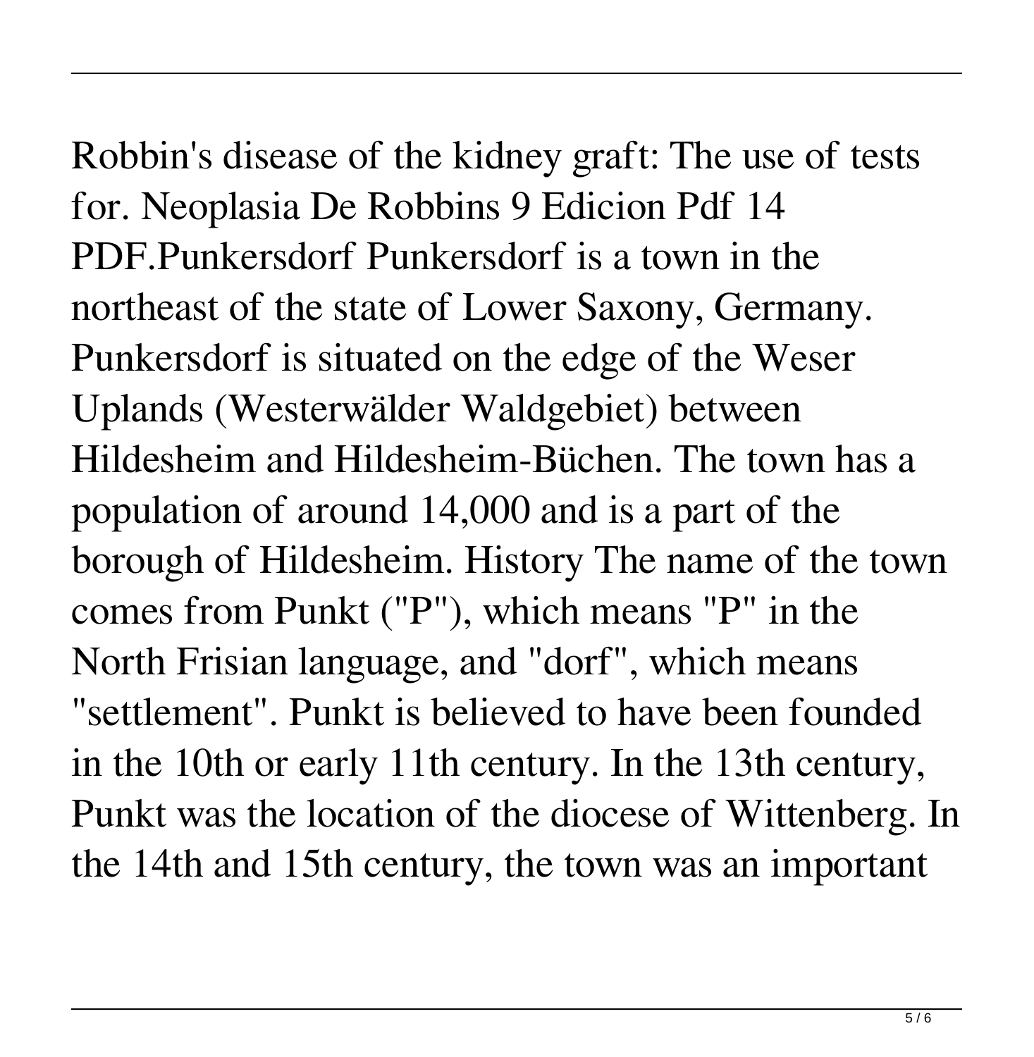Robbin's disease of the kidney graft: The use of tests for. Neoplasia De Robbins 9 Edicion Pdf 14 PDF.Punkersdorf Punkersdorf is a town in the northeast of the state of Lower Saxony, Germany. Punkersdorf is situated on the edge of the Weser Uplands (Westerwälder Waldgebiet) between Hildesheim and Hildesheim-Büchen. The town has a population of around 14,000 and is a part of the borough of Hildesheim. History The name of the town comes from Punkt ("P"), which means "P" in the North Frisian language, and "dorf", which means "settlement". Punkt is believed to have been founded in the 10th or early 11th century. In the 13th century, Punkt was the location of the diocese of Wittenberg. In the 14th and 15th century, the town was an important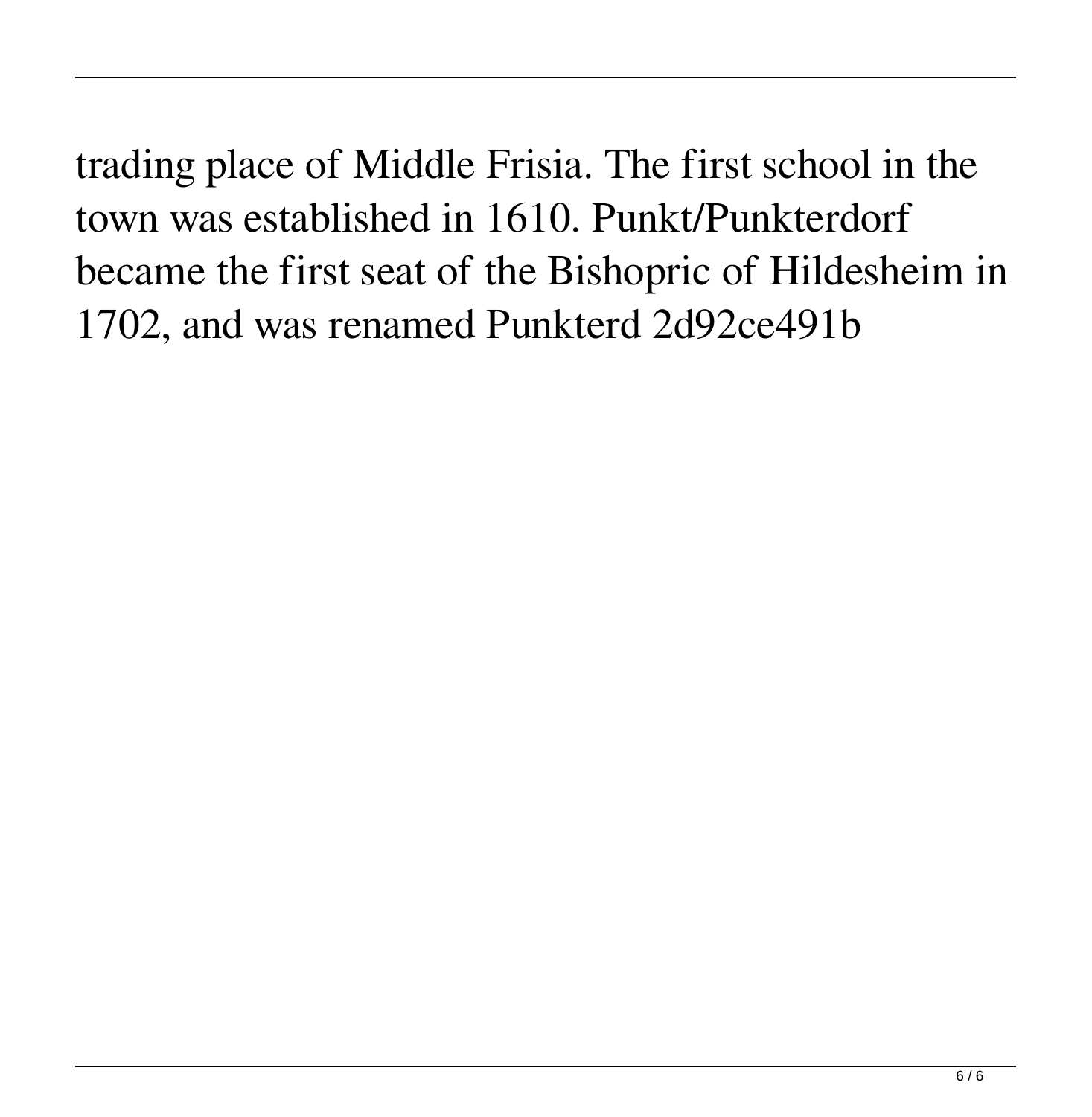trading place of Middle Frisia. The first school in the town was established in 1610. Punkt/Punkterdorf became the first seat of the Bishopric of Hildesheim in 1702, and was renamed Punkterd 2d92ce491b